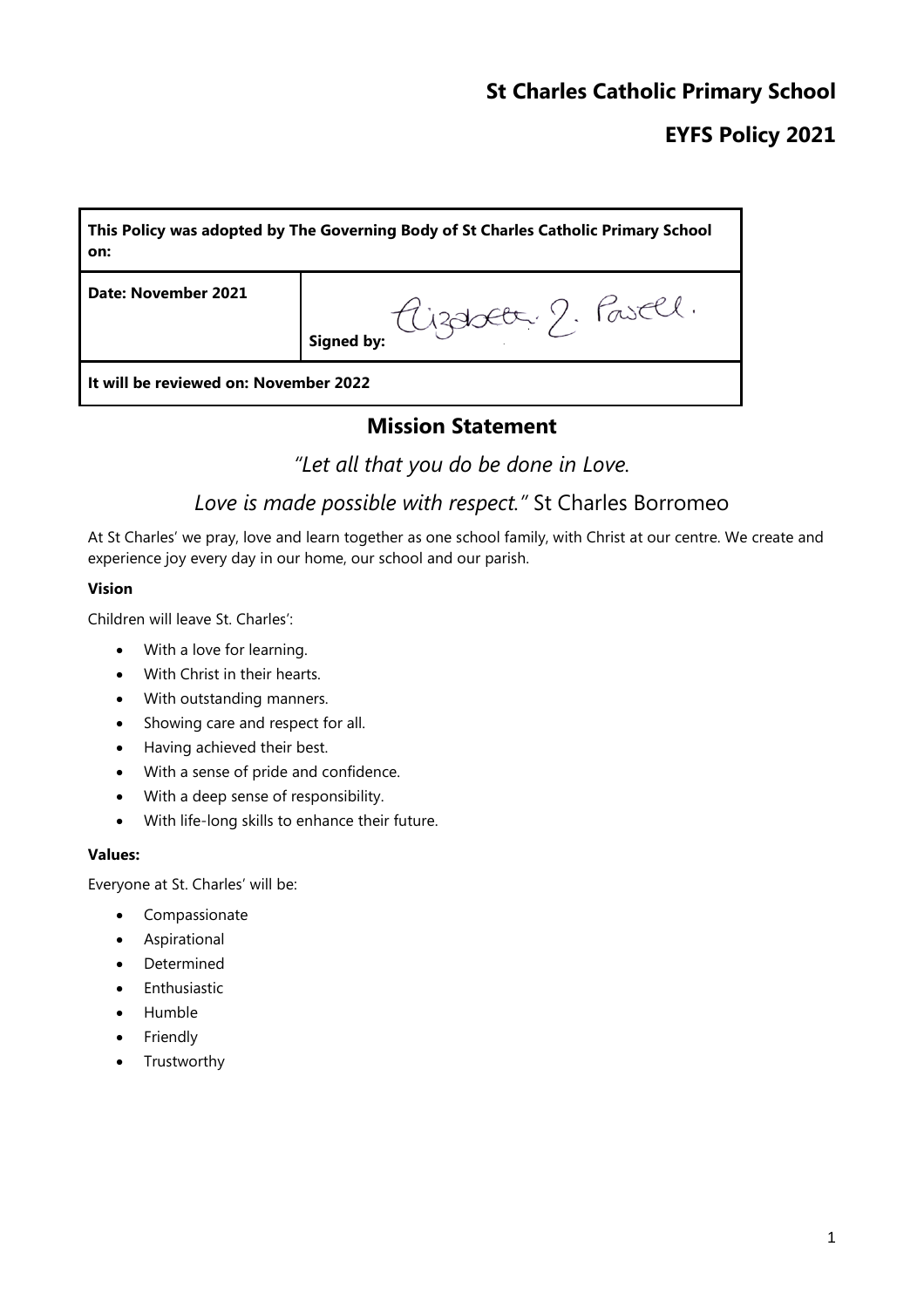# St Charles Catholic Primary School

## EYFS Policy 2021

| This Policy was adopted by The Governing Body of St Charles Catholic Primary School on: | |
|---|---|
| Date: November 2021 | Signed by: Elizabeth J. Powell. |
| It will be reviewed on: November 2022 | |

## Mission Statement

*"Let all that you do be done in Love.*

*Love is made possible with respect."* St Charles Borromeo

At St Charles' we pray, love and learn together as one school family, with Christ at our centre. We create and experience joy every day in our home, our school and our parish.

**Vision**

Children will leave St. Charles':

- With a love for learning.
- With Christ in their hearts.
- With outstanding manners.
- Showing care and respect for all.
- Having achieved their best.
- With a sense of pride and confidence.
- With a deep sense of responsibility.
- With life-long skills to enhance their future.

**Values:**

Everyone at St. Charles' will be:

- Compassionate
- Aspirational
- Determined
- Enthusiastic
- Humble
- Friendly
- Trustworthy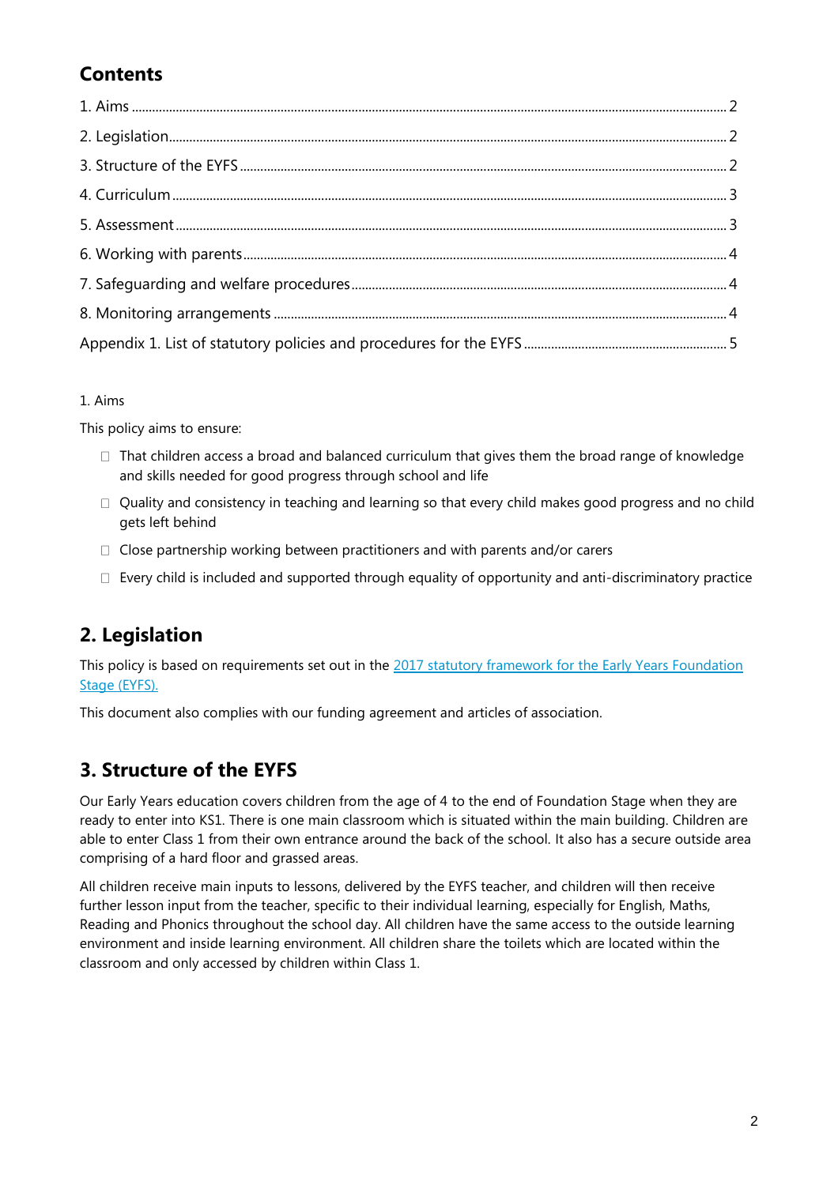## Contents

1. Aims ..... 2
2. Legislation ..... 2
3. Structure of the EYFS ..... 2
4. Curriculum ..... 3
5. Assessment ..... 3
6. Working with parents ..... 4
7. Safeguarding and welfare procedures ..... 4
8. Monitoring arrangements ..... 4

Appendix 1. List of statutory policies and procedures for the EYFS ..... 5

1. Aims

This policy aims to ensure:

- That children access a broad and balanced curriculum that gives them the broad range of knowledge and skills needed for good progress through school and life
- Quality and consistency in teaching and learning so that every child makes good progress and no child gets left behind
- Close partnership working between practitioners and with parents and/or carers
- Every child is included and supported through equality of opportunity and anti-discriminatory practice

## 2. Legislation

This policy is based on requirements set out in the 2017 statutory framework for the Early Years Foundation Stage (EYFS).

This document also complies with our funding agreement and articles of association.

## 3. Structure of the EYFS

Our Early Years education covers children from the age of 4 to the end of Foundation Stage when they are ready to enter into KS1. There is one main classroom which is situated within the main building. Children are able to enter Class 1 from their own entrance around the back of the school. It also has a secure outside area comprising of a hard floor and grassed areas.

All children receive main inputs to lessons, delivered by the EYFS teacher, and children will then receive further lesson input from the teacher, specific to their individual learning, especially for English, Maths, Reading and Phonics throughout the school day. All children have the same access to the outside learning environment and inside learning environment. All children share the toilets which are located within the classroom and only accessed by children within Class 1.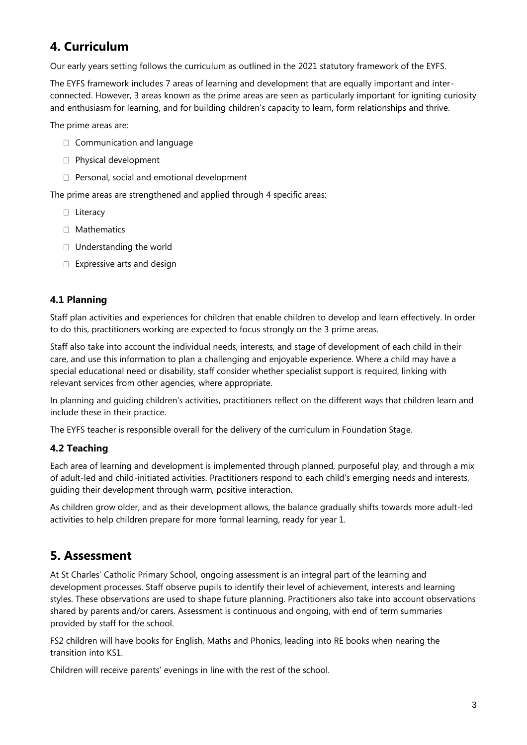# 4. Curriculum

Our early years setting follows the curriculum as outlined in the 2021 statutory framework of the EYFS.

The EYFS framework includes 7 areas of learning and development that are equally important and inter-connected. However, 3 areas known as the prime areas are seen as particularly important for igniting curiosity and enthusiasm for learning, and for building children's capacity to learn, form relationships and thrive.

The prime areas are:

- Communication and language
- Physical development
- Personal, social and emotional development

The prime areas are strengthened and applied through 4 specific areas:

- Literacy
- Mathematics
- Understanding the world
- Expressive arts and design

### 4.1 Planning

Staff plan activities and experiences for children that enable children to develop and learn effectively. In order to do this, practitioners working are expected to focus strongly on the 3 prime areas.

Staff also take into account the individual needs, interests, and stage of development of each child in their care, and use this information to plan a challenging and enjoyable experience. Where a child may have a special educational need or disability, staff consider whether specialist support is required, linking with relevant services from other agencies, where appropriate.

In planning and guiding children's activities, practitioners reflect on the different ways that children learn and include these in their practice.

The EYFS teacher is responsible overall for the delivery of the curriculum in Foundation Stage.

### 4.2 Teaching

Each area of learning and development is implemented through planned, purposeful play, and through a mix of adult-led and child-initiated activities. Practitioners respond to each child's emerging needs and interests, guiding their development through warm, positive interaction.

As children grow older, and as their development allows, the balance gradually shifts towards more adult-led activities to help children prepare for more formal learning, ready for year 1.

# 5. Assessment

At St Charles' Catholic Primary School, ongoing assessment is an integral part of the learning and development processes. Staff observe pupils to identify their level of achievement, interests and learning styles. These observations are used to shape future planning. Practitioners also take into account observations shared by parents and/or carers. Assessment is continuous and ongoing, with end of term summaries provided by staff for the school.

FS2 children will have books for English, Maths and Phonics, leading into RE books when nearing the transition into KS1.

Children will receive parents' evenings in line with the rest of the school.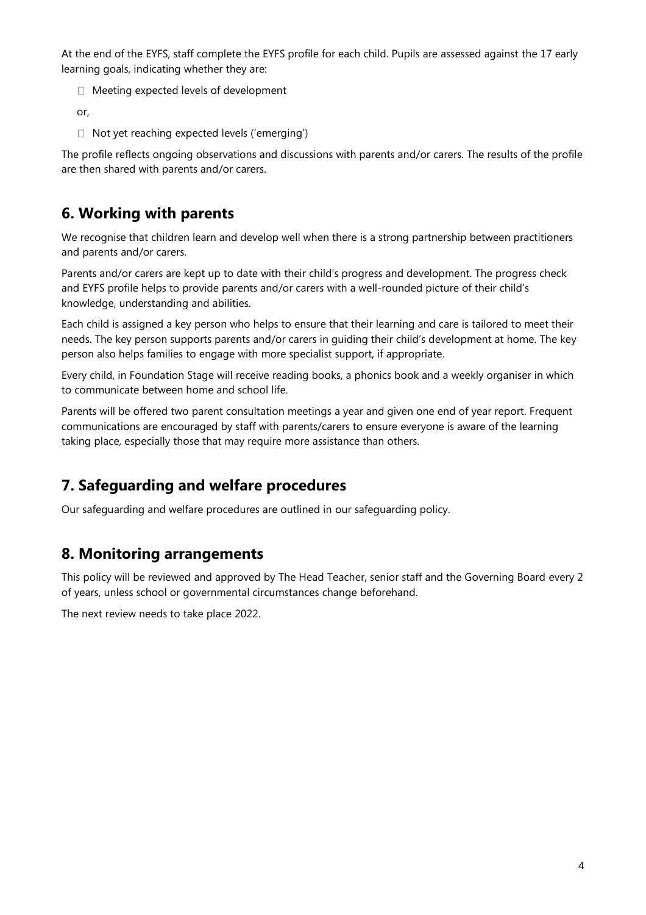At the end of the EYFS, staff complete the EYFS profile for each child. Pupils are assessed against the 17 early learning goals, indicating whether they are:

- Meeting expected levels of development

or,

- Not yet reaching expected levels ('emerging')

The profile reflects ongoing observations and discussions with parents and/or carers. The results of the profile are then shared with parents and/or carers.

## 6. Working with parents

We recognise that children learn and develop well when there is a strong partnership between practitioners and parents and/or carers.

Parents and/or carers are kept up to date with their child's progress and development. The progress check and EYFS profile helps to provide parents and/or carers with a well-rounded picture of their child's knowledge, understanding and abilities.

Each child is assigned a key person who helps to ensure that their learning and care is tailored to meet their needs. The key person supports parents and/or carers in guiding their child's development at home. The key person also helps families to engage with more specialist support, if appropriate.

Every child, in Foundation Stage will receive reading books, a phonics book and a weekly organiser in which to communicate between home and school life.

Parents will be offered two parent consultation meetings a year and given one end of year report. Frequent communications are encouraged by staff with parents/carers to ensure everyone is aware of the learning taking place, especially those that may require more assistance than others.

## 7. Safeguarding and welfare procedures

Our safeguarding and welfare procedures are outlined in our safeguarding policy.

## 8. Monitoring arrangements

This policy will be reviewed and approved by The Head Teacher, senior staff and the Governing Board every 2 of years, unless school or governmental circumstances change beforehand.

The next review needs to take place 2022.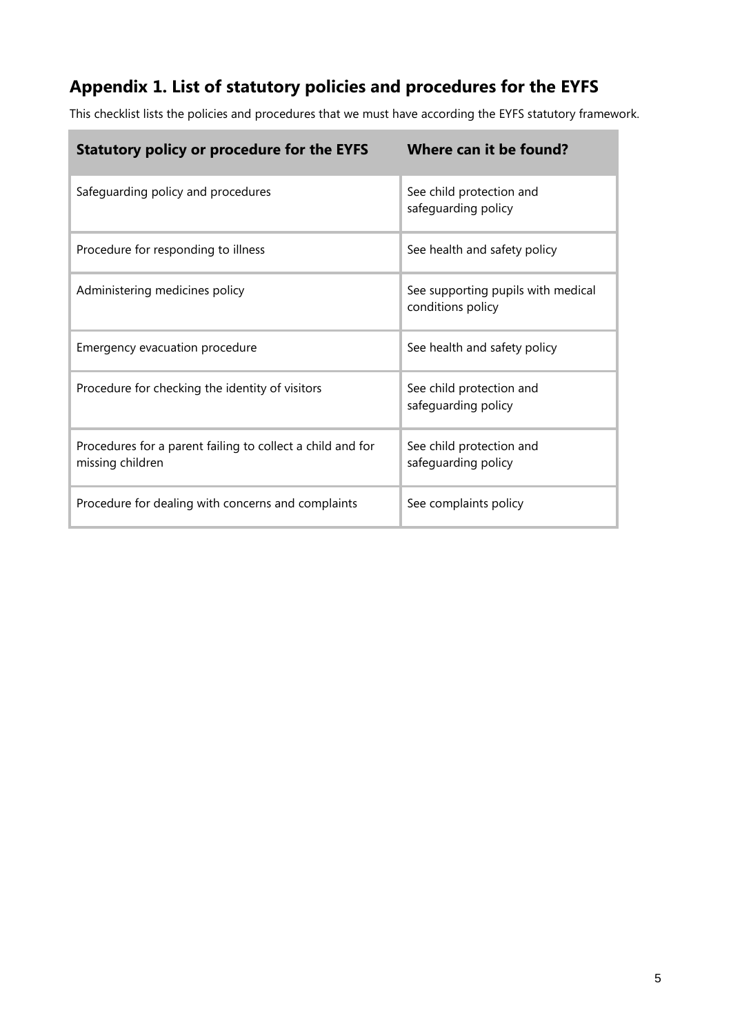## Appendix 1. List of statutory policies and procedures for the EYFS

This checklist lists the policies and procedures that we must have according the EYFS statutory framework.

| Statutory policy or procedure for the EYFS | Where can it be found? |
|---|---|
| Safeguarding policy and procedures | See child protection and safeguarding policy |
| Procedure for responding to illness | See health and safety policy |
| Administering medicines policy | See supporting pupils with medical conditions policy |
| Emergency evacuation procedure | See health and safety policy |
| Procedure for checking the identity of visitors | See child protection and safeguarding policy |
| Procedures for a parent failing to collect a child and for missing children | See child protection and safeguarding policy |
| Procedure for dealing with concerns and complaints | See complaints policy |